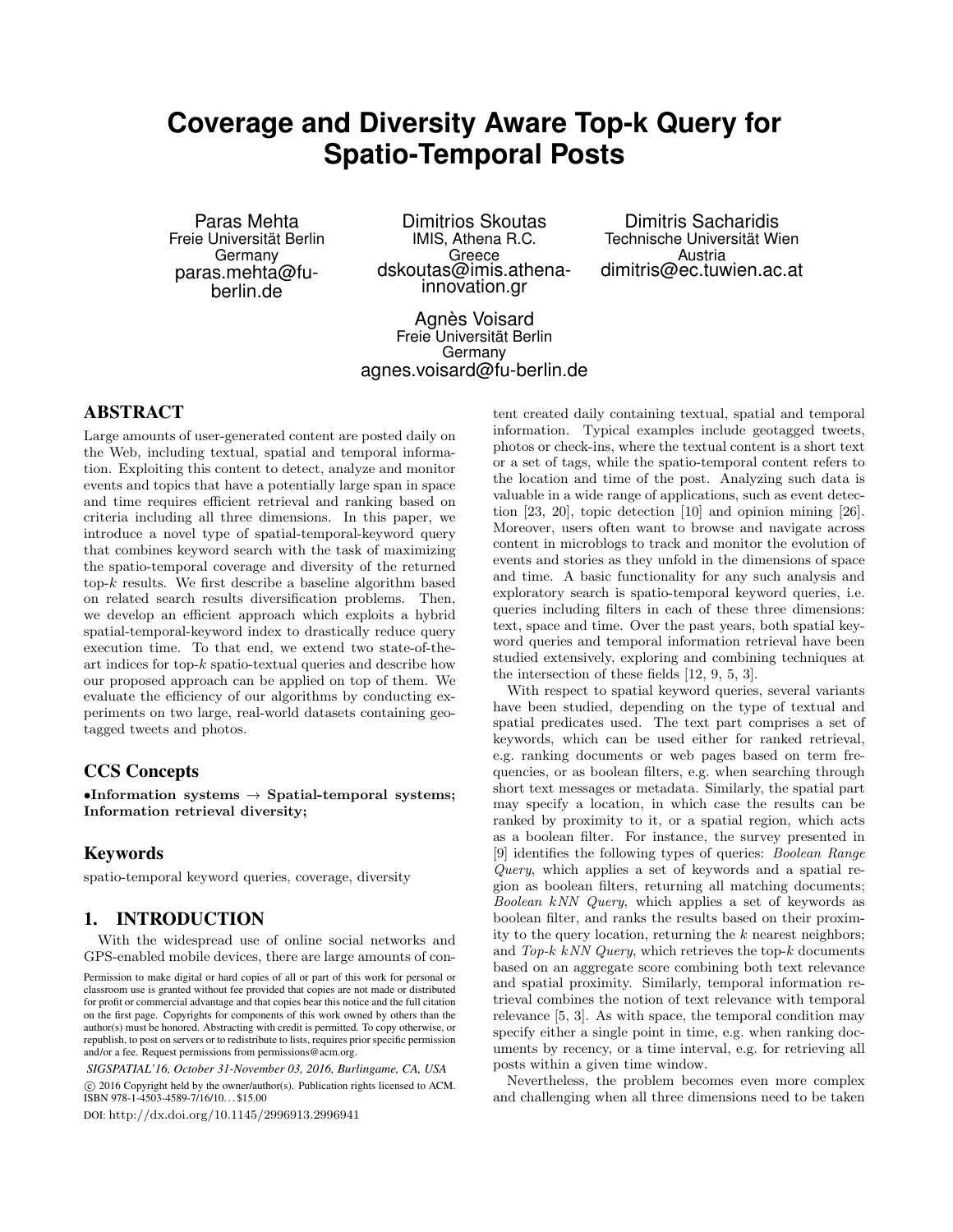# Coverage and Diversity Aware Top-k Query for Spatio-Temporal Posts

Paras Mehta
Freie Universität Berlin
Germany
paras.mehta@fu-berlin.de

Dimitrios Skoutas
IMIS, Athena R.C.
Greece
dskoutas@imis.athena-innovation.gr

Dimitris Sacharidis
Technische Universität Wien
Austria
dimitris@ec.tuwien.ac.at

Agnès Voisard
Freie Universität Berlin
Germany
agnes.voisard@fu-berlin.de

## ABSTRACT

Large amounts of user-generated content are posted daily on the Web, including textual, spatial and temporal information. Exploiting this content to detect, analyze and monitor events and topics that have a potentially large span in space and time requires efficient retrieval and ranking based on criteria including all three dimensions. In this paper, we introduce a novel type of spatial-temporal-keyword query that combines keyword search with the task of maximizing the spatio-temporal coverage and diversity of the returned top-$k$ results. We first describe a baseline algorithm based on related search results diversification problems. Then, we develop an efficient approach which exploits a hybrid spatial-temporal-keyword index to drastically reduce query execution time. To that end, we extend two state-of-the-art indices for top-$k$ spatio-textual queries and describe how our proposed approach can be applied on top of them. We evaluate the efficiency of our algorithms by conducting experiments on two large, real-world datasets containing geotagged tweets and photos.

## CCS Concepts

•**Information systems** → **Spatial-temporal systems; Information retrieval diversity;**

## Keywords

spatio-temporal keyword queries, coverage, diversity

## 1. INTRODUCTION

With the widespread use of online social networks and GPS-enabled mobile devices, there are large amounts of content created daily containing textual, spatial and temporal information. Typical examples include geotagged tweets, photos or check-ins, where the textual content is a short text or a set of tags, while the spatio-temporal content refers to the location and time of the post. Analyzing such data is valuable in a wide range of applications, such as event detection [23, 20], topic detection [10] and opinion mining [26]. Moreover, users often want to browse and navigate across content in microblogs to track and monitor the evolution of events and stories as they unfold in the dimensions of space and time. A basic functionality for any such analysis and exploratory search is spatio-temporal keyword queries, i.e. queries including filters in each of these three dimensions: text, space and time. Over the past years, both spatial keyword queries and temporal information retrieval have been studied extensively, exploring and combining techniques at the intersection of these fields [12, 9, 5, 3].

With respect to spatial keyword queries, several variants have been studied, depending on the type of textual and spatial predicates used. The text part comprises a set of keywords, which can be used either for ranked retrieval, e.g. ranking documents or web pages based on term frequencies, or as boolean filters, e.g. when searching through short text messages or metadata. Similarly, the spatial part may specify a location, in which case the results can be ranked by proximity to it, or a spatial region, which acts as a boolean filter. For instance, the survey presented in [9] identifies the following types of queries: *Boolean Range Query*, which applies a set of keywords and a spatial region as boolean filters, returning all matching documents; *Boolean kNN Query*, which applies a set of keywords as boolean filter, and ranks the results based on their proximity to the query location, returning the $k$ nearest neighbors; and *Top-k kNN Query*, which retrieves the top-$k$ documents based on an aggregate score combining both text relevance and spatial proximity. Similarly, temporal information retrieval combines the notion of text relevance with temporal relevance [5, 3]. As with space, the temporal condition may specify either a single point in time, e.g. when ranking documents by recency, or a time interval, e.g. for retrieving all posts within a given time window.

Nevertheless, the problem becomes even more complex and challenging when all three dimensions need to be taken

Permission to make digital or hard copies of all or part of this work for personal or classroom use is granted without fee provided that copies are not made or distributed for profit or commercial advantage and that copies bear this notice and the full citation on the first page. Copyrights for components of this work owned by others than the author(s) must be honored. Abstracting with credit is permitted. To copy otherwise, or republish, to post on servers or to redistribute to lists, requires prior specific permission and/or a fee. Request permissions from permissions@acm.org.

*SIGSPATIAL'16, October 31-November 03, 2016, Burlingame, CA, USA*

© 2016 Copyright held by the owner/author(s). Publication rights licensed to ACM. ISBN 978-1-4503-4589-7/16/10...$15.00

DOI: http://dx.doi.org/10.1145/2996913.2996941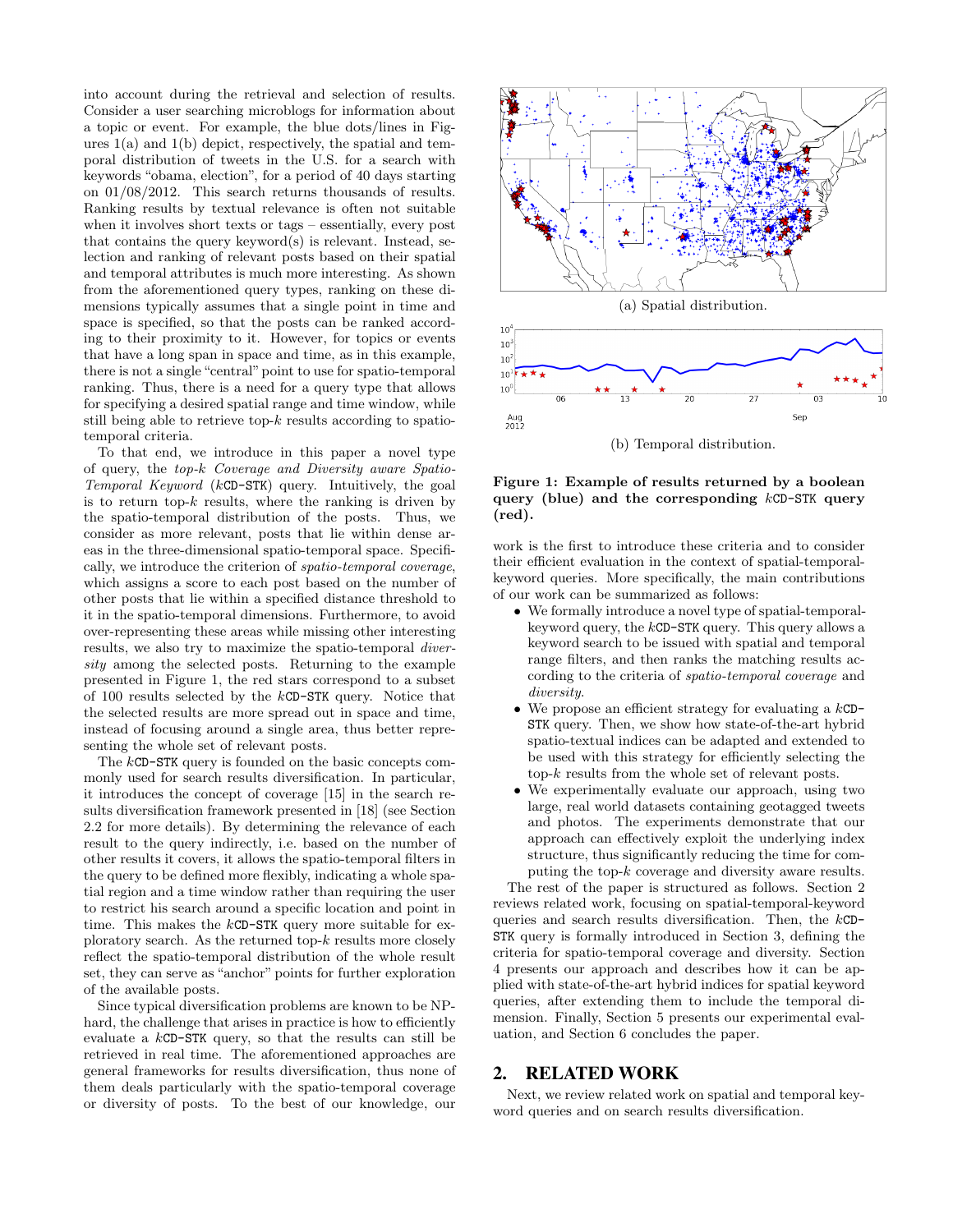into account during the retrieval and selection of results. Consider a user searching microblogs for information about a topic or event. For example, the blue dots/lines in Figures 1(a) and 1(b) depict, respectively, the spatial and temporal distribution of tweets in the U.S. for a search with keywords "obama, election", for a period of 40 days starting on 01/08/2012. This search returns thousands of results. Ranking results by textual relevance is often not suitable when it involves short texts or tags – essentially, every post that contains the query keyword(s) is relevant. Instead, selection and ranking of relevant posts based on their spatial and temporal attributes is much more interesting. As shown from the aforementioned query types, ranking on these dimensions typically assumes that a single point in time and space is specified, so that the posts can be ranked according to their proximity to it. However, for topics or events that have a long span in space and time, as in this example, there is not a single "central" point to use for spatio-temporal ranking. Thus, there is a need for a query type that allows for specifying a desired spatial range and time window, while still being able to retrieve top-$k$ results according to spatio-temporal criteria.

To that end, we introduce in this paper a novel type of query, the *top-k Coverage and Diversity aware Spatio-Temporal Keyword* ($k$CD-STK) query. Intuitively, the goal is to return top-$k$ results, where the ranking is driven by the spatio-temporal distribution of the posts. Thus, we consider as more relevant, posts that lie within dense areas in the three-dimensional spatio-temporal space. Specifically, we introduce the criterion of *spatio-temporal coverage*, which assigns a score to each post based on the number of other posts that lie within a specified distance threshold to it in the spatio-temporal dimensions. Furthermore, to avoid over-representing these areas while missing other interesting results, we also try to maximize the spatio-temporal *diversity* among the selected posts. Returning to the example presented in Figure 1, the red stars correspond to a subset of 100 results selected by the $k$CD-STK query. Notice that the selected results are more spread out in space and time, instead of focusing around a single area, thus better representing the whole set of relevant posts.

The $k$CD-STK query is founded on the basic concepts commonly used for search results diversification. In particular, it introduces the concept of coverage [15] in the search results diversification framework presented in [18] (see Section 2.2 for more details). By determining the relevance of each result to the query indirectly, i.e. based on the number of other results it covers, it allows the spatio-temporal filters in the query to be defined more flexibly, indicating a whole spatial region and a time window rather than requiring the user to restrict his search around a specific location and point in time. This makes the $k$CD-STK query more suitable for exploratory search. As the returned top-$k$ results more closely reflect the spatio-temporal distribution of the whole result set, they can serve as "anchor" points for further exploration of the available posts.

Since typical diversification problems are known to be NP-hard, the challenge that arises in practice is how to efficiently evaluate a $k$CD-STK query, so that the results can still be retrieved in real time. The aforementioned approaches are general frameworks for results diversification, thus none of them deals particularly with the spatio-temporal coverage or diversity of posts. To the best of our knowledge, our work is the first to introduce these criteria and to consider their efficient evaluation in the context of spatial-temporal-keyword queries. More specifically, the main contributions of our work can be summarized as follows:

- We formally introduce a novel type of spatial-temporal-keyword query, the $k$CD-STK query. This query allows a keyword search to be issued with spatial and temporal range filters, and then ranks the matching results according to the criteria of *spatio-temporal coverage* and *diversity*.
- We propose an efficient strategy for evaluating a $k$CD-STK query. Then, we show how state-of-the-art hybrid spatio-textual indices can be adapted and extended to be used with this strategy for efficiently selecting the top-$k$ results from the whole set of relevant posts.
- We experimentally evaluate our approach, using two large, real world datasets containing geotagged tweets and photos. The experiments demonstrate that our approach can effectively exploit the underlying index structure, thus significantly reducing the time for computing the top-$k$ coverage and diversity aware results.

(a) Spatial distribution.

(b) Temporal distribution.

**Figure 1: Example of results returned by a boolean query (blue) and the corresponding $k$CD-STK query (red).**

The rest of the paper is structured as follows. Section 2 reviews related work, focusing on spatial-temporal-keyword queries and search results diversification. Then, the $k$CD-STK query is formally introduced in Section 3, defining the criteria for spatio-temporal coverage and diversity. Section 4 presents our approach and describes how it can be applied with state-of-the-art hybrid indices for spatial keyword queries, after extending them to include the temporal dimension. Finally, Section 5 presents our experimental evaluation, and Section 6 concludes the paper.

## 2. RELATED WORK

Next, we review related work on spatial and temporal keyword queries and on search results diversification.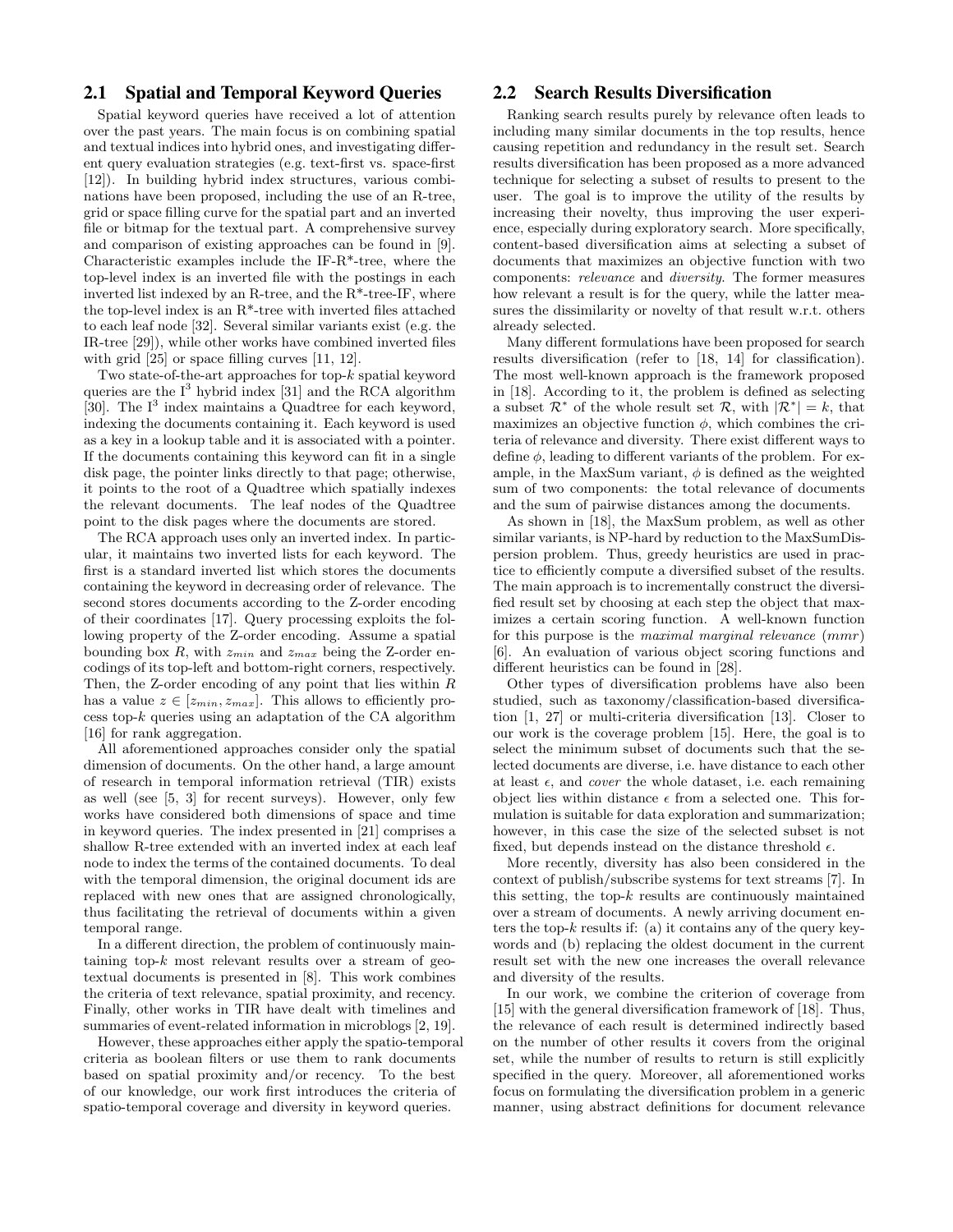## 2.1 Spatial and Temporal Keyword Queries

Spatial keyword queries have received a lot of attention over the past years. The main focus is on combining spatial and textual indices into hybrid ones, and investigating different query evaluation strategies (e.g. text-first vs. space-first [12]). In building hybrid index structures, various combinations have been proposed, including the use of an R-tree, grid or space filling curve for the spatial part and an inverted file or bitmap for the textual part. A comprehensive survey and comparison of existing approaches can be found in [9]. Characteristic examples include the IF-R*-tree, where the top-level index is an inverted file with the postings in each inverted list indexed by an R-tree, and the R*-tree-IF, where the top-level index is an R*-tree with inverted files attached to each leaf node [32]. Several similar variants exist (e.g. the IR-tree [29]), while other works have combined inverted files with grid [25] or space filling curves [11, 12].

Two state-of-the-art approaches for top-$k$ spatial keyword queries are the $I^3$ hybrid index [31] and the RCA algorithm [30]. The $I^3$ index maintains a Quadtree for each keyword, indexing the documents containing it. Each keyword is used as a key in a lookup table and it is associated with a pointer. If the documents containing this keyword can fit in a single disk page, the pointer links directly to that page; otherwise, it points to the root of a Quadtree which spatially indexes the relevant documents. The leaf nodes of the Quadtree point to the disk pages where the documents are stored.

The RCA approach uses only an inverted index. In particular, it maintains two inverted lists for each keyword. The first is a standard inverted list which stores the documents containing the keyword in decreasing order of relevance. The second stores documents according to the Z-order encoding of their coordinates [17]. Query processing exploits the following property of the Z-order encoding. Assume a spatial bounding box $R$, with $z_{min}$ and $z_{max}$ being the Z-order encodings of its top-left and bottom-right corners, respectively. Then, the Z-order encoding of any point that lies within $R$ has a value $z \in [z_{min}, z_{max}]$. This allows to efficiently process top-$k$ queries using an adaptation of the CA algorithm [16] for rank aggregation.

All aforementioned approaches consider only the spatial dimension of documents. On the other hand, a large amount of research in temporal information retrieval (TIR) exists as well (see [5, 3] for recent surveys). However, only few works have considered both dimensions of space and time in keyword queries. The index presented in [21] comprises a shallow R-tree extended with an inverted index at each leaf node to index the terms of the contained documents. To deal with the temporal dimension, the original document ids are replaced with new ones that are assigned chronologically, thus facilitating the retrieval of documents within a given temporal range.

In a different direction, the problem of continuously maintaining top-$k$ most relevant results over a stream of geotextual documents is presented in [8]. This work combines the criteria of text relevance, spatial proximity, and recency. Finally, other works in TIR have dealt with timelines and summaries of event-related information in microblogs [2, 19].

However, these approaches either apply the spatio-temporal criteria as boolean filters or use them to rank documents based on spatial proximity and/or recency. To the best of our knowledge, our work first introduces the criteria of spatio-temporal coverage and diversity in keyword queries.

## 2.2 Search Results Diversification

Ranking search results purely by relevance often leads to including many similar documents in the top results, hence causing repetition and redundancy in the result set. Search results diversification has been proposed as a more advanced technique for selecting a subset of results to present to the user. The goal is to improve the utility of the results by increasing their novelty, thus improving the user experience, especially during exploratory search. More specifically, content-based diversification aims at selecting a subset of documents that maximizes an objective function with two components: *relevance* and *diversity*. The former measures how relevant a result is for the query, while the latter measures the dissimilarity or novelty of that result w.r.t. others already selected.

Many different formulations have been proposed for search results diversification (refer to [18, 14] for classification). The most well-known approach is the framework proposed in [18]. According to it, the problem is defined as selecting a subset $\mathcal{R}^*$ of the whole result set $\mathcal{R}$, with $|\mathcal{R}^*| = k$, that maximizes an objective function $\phi$, which combines the criteria of relevance and diversity. There exist different ways to define $\phi$, leading to different variants of the problem. For example, in the MaxSum variant, $\phi$ is defined as the weighted sum of two components: the total relevance of documents and the sum of pairwise distances among the documents.

As shown in [18], the MaxSum problem, as well as other similar variants, is NP-hard by reduction to the MaxSumDispersion problem. Thus, greedy heuristics are used in practice to efficiently compute a diversified subset of the results. The main approach is to incrementally construct the diversified result set by choosing at each step the object that maximizes a certain scoring function. A well-known function for this purpose is the *maximal marginal relevance* (*mmr*) [6]. An evaluation of various object scoring functions and different heuristics can be found in [28].

Other types of diversification problems have also been studied, such as taxonomy/classification-based diversification [1, 27] or multi-criteria diversification [13]. Closer to our work is the coverage problem [15]. Here, the goal is to select the minimum subset of documents such that the selected documents are diverse, i.e. have distance to each other at least $\epsilon$, and *cover* the whole dataset, i.e. each remaining object lies within distance $\epsilon$ from a selected one. This formulation is suitable for data exploration and summarization; however, in this case the size of the selected subset is not fixed, but depends instead on the distance threshold $\epsilon$.

More recently, diversity has also been considered in the context of publish/subscribe systems for text streams [7]. In this setting, the top-$k$ results are continuously maintained over a stream of documents. A newly arriving document enters the top-$k$ results if: (a) it contains any of the query keywords and (b) replacing the oldest document in the current result set with the new one increases the overall relevance and diversity of the results.

In our work, we combine the criterion of coverage from [15] with the general diversification framework of [18]. Thus, the relevance of each result is determined indirectly based on the number of other results it covers from the original set, while the number of results to return is still explicitly specified in the query. Moreover, all aforementioned works focus on formulating the diversification problem in a generic manner, using abstract definitions for document relevance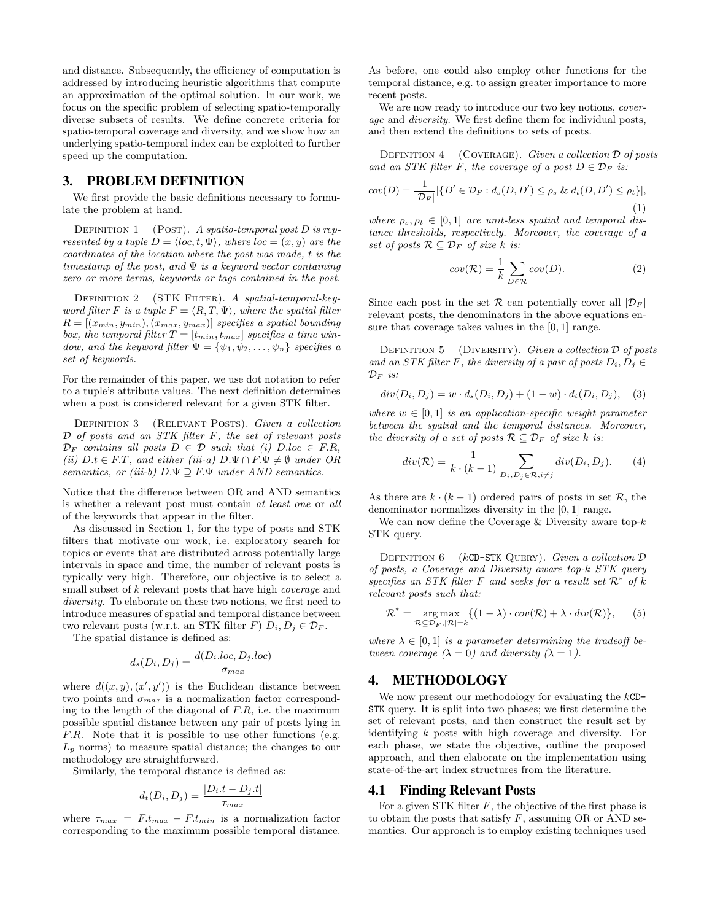and distance. Subsequently, the efficiency of computation is addressed by introducing heuristic algorithms that compute an approximation of the optimal solution. In our work, we focus on the specific problem of selecting spatio-temporally diverse subsets of results. We define concrete criteria for spatio-temporal coverage and diversity, and we show how an underlying spatio-temporal index can be exploited to further speed up the computation.

## 3. PROBLEM DEFINITION

We first provide the basic definitions necessary to formulate the problem at hand.

Definition 1 (Post). *A spatio-temporal post $D$ is represented by a tuple $D = \langle loc, t, \Psi \rangle$, where $loc = (x, y)$ are the coordinates of the location where the post was made, $t$ is the timestamp of the post, and $\Psi$ is a keyword vector containing zero or more terms, keywords or tags contained in the post.*

Definition 2 (STK Filter). *A spatial-temporal-keyword filter $F$ is a tuple $F = \langle R, T, \Psi \rangle$, where the spatial filter $R = [(x_{min}, y_{min}), (x_{max}, y_{max})]$ specifies a spatial bounding box, the temporal filter $T = [t_{min}, t_{max}]$ specifies a time window, and the keyword filter $\Psi = \{\psi_1, \psi_2, \ldots, \psi_n\}$ specifies a set of keywords.*

For the remainder of this paper, we use dot notation to refer to a tuple's attribute values. The next definition determines when a post is considered relevant for a given STK filter.

Definition 3 (Relevant Posts). *Given a collection $\mathcal{D}$ of posts and an STK filter $F$, the set of relevant posts $\mathcal{D}_F$ contains all posts $D \in \mathcal{D}$ such that (i) $D.loc \in F.R$, (ii) $D.t \in F.T$, and either (iii-a) $D.\Psi \cap F.\Psi \neq \emptyset$ under OR semantics, or (iii-b) $D.\Psi \supseteq F.\Psi$ under AND semantics.*

Notice that the difference between OR and AND semantics is whether a relevant post must contain *at least one* or *all* of the keywords that appear in the filter.

As discussed in Section 1, for the type of posts and STK filters that motivate our work, i.e. exploratory search for topics or events that are distributed across potentially large intervals in space and time, the number of relevant posts is typically very high. Therefore, our objective is to select a small subset of $k$ relevant posts that have high *coverage* and *diversity*. To elaborate on these two notions, we first need to introduce measures of spatial and temporal distance between two relevant posts (w.r.t. an STK filter $F$) $D_i, D_j \in \mathcal{D}_F$.

The spatial distance is defined as:

$$d_s(D_i, D_j) = \frac{d(D_i.loc, D_j.loc)}{\sigma_{max}}$$

where $d((x,y),(x',y'))$ is the Euclidean distance between two points and $\sigma_{max}$ is a normalization factor corresponding to the length of the diagonal of $F.R$, i.e. the maximum possible spatial distance between any pair of posts lying in $F.R$. Note that it is possible to use other functions (e.g. $L_p$ norms) to measure spatial distance; the changes to our methodology are straightforward.

Similarly, the temporal distance is defined as:

$$d_t(D_i, D_j) = \frac{|D_i.t - D_j.t|}{\tau_{max}}$$

where $\tau_{max} = F.t_{max} - F.t_{min}$ is a normalization factor corresponding to the maximum possible temporal distance. As before, one could also employ other functions for the temporal distance, e.g. to assign greater importance to more recent posts.

We are now ready to introduce our two key notions, *coverage* and *diversity*. We first define them for individual posts, and then extend the definitions to sets of posts.

Definition 4 (Coverage). *Given a collection $\mathcal{D}$ of posts and an STK filter $F$, the coverage of a post $D \in \mathcal{D}_F$ is:*

$$cov(D) = \frac{1}{|\mathcal{D}_F|} |\{D' \in \mathcal{D}_F : d_s(D, D') \leq \rho_s \ \& \ d_t(D, D') \leq \rho_t\}|, \tag{1}$$

*where $\rho_s, \rho_t \in [0,1]$ are unit-less spatial and temporal distance thresholds, respectively. Moreover, the coverage of a set of posts $\mathcal{R} \subseteq \mathcal{D}_F$ of size $k$ is:*

$$cov(\mathcal{R}) = \frac{1}{k} \sum_{D \in \mathcal{R}} cov(D). \tag{2}$$

Since each post in the set $\mathcal{R}$ can potentially cover all $|\mathcal{D}_F|$ relevant posts, the denominators in the above equations ensure that coverage takes values in the $[0,1]$ range.

Definition 5 (Diversity). *Given a collection $\mathcal{D}$ of posts and an STK filter $F$, the diversity of a pair of posts $D_i, D_j \in \mathcal{D}_F$ is:*

$$div(D_i, D_j) = w \cdot d_s(D_i, D_j) + (1 - w) \cdot d_t(D_i, D_j), \tag{3}$$

*where $w \in [0,1]$ is an application-specific weight parameter between the spatial and the temporal distances. Moreover, the diversity of a set of posts $\mathcal{R} \subseteq \mathcal{D}_F$ of size $k$ is:*

$$div(\mathcal{R}) = \frac{1}{k \cdot (k-1)} \sum_{D_i, D_j \in \mathcal{R}, i \neq j} div(D_i, D_j). \tag{4}$$

As there are $k \cdot (k-1)$ ordered pairs of posts in set $\mathcal{R}$, the denominator normalizes diversity in the $[0,1]$ range.

We can now define the Coverage & Diversity aware top-$k$ STK query.

Definition 6 ($k$CD-STK Query). *Given a collection $\mathcal{D}$ of posts, a Coverage and Diversity aware top-$k$ STK query specifies an STK filter $F$ and seeks for a result set $\mathcal{R}^*$ of $k$ relevant posts such that:*

$$\mathcal{R}^* = \underset{\mathcal{R} \subseteq \mathcal{D}_F, |\mathcal{R}| = k}{\arg\max} \{(1 - \lambda) \cdot cov(\mathcal{R}) + \lambda \cdot div(\mathcal{R})\}, \tag{5}$$

*where $\lambda \in [0,1]$ is a parameter determining the tradeoff between coverage ($\lambda = 0$) and diversity ($\lambda = 1$).*

## 4. METHODOLOGY

We now present our methodology for evaluating the $k$CD-STK query. It is split into two phases; we first determine the set of relevant posts, and then construct the result set by identifying $k$ posts with high coverage and diversity. For each phase, we state the objective, outline the proposed approach, and then elaborate on the implementation using state-of-the-art index structures from the literature.

### 4.1 Finding Relevant Posts

For a given STK filter $F$, the objective of the first phase is to obtain the posts that satisfy $F$, assuming OR or AND semantics. Our approach is to employ existing techniques used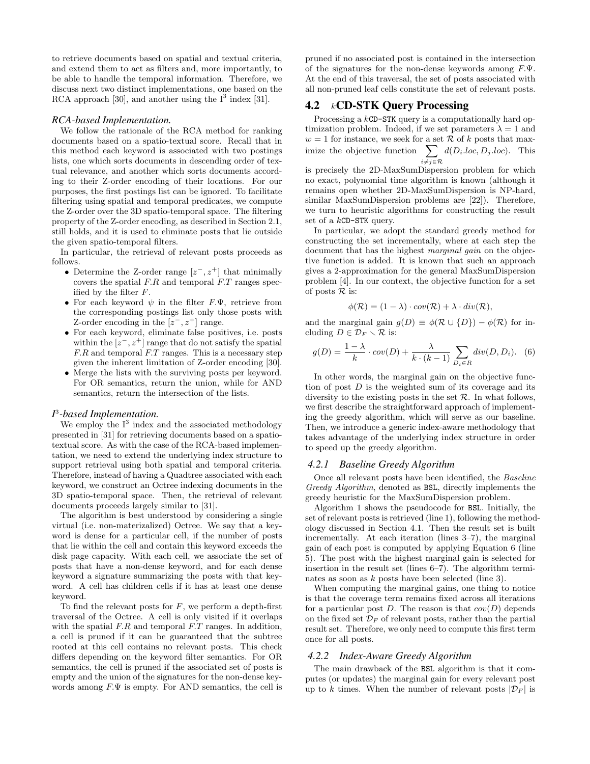to retrieve documents based on spatial and textual criteria, and extend them to act as filters and, more importantly, to be able to handle the temporal information. Therefore, we discuss next two distinct implementations, one based on the RCA approach [30], and another using the I$^3$ index [31].

### *RCA-based Implementation.*

We follow the rationale of the RCA method for ranking documents based on a spatio-textual score. Recall that in this method each keyword is associated with two postings lists, one which sorts documents in descending order of textual relevance, and another which sorts documents according to their Z-order encoding of their locations. For our purposes, the first postings list can be ignored. To facilitate filtering using spatial and temporal predicates, we compute the Z-order over the 3D spatio-temporal space. The filtering property of the Z-order encoding, as described in Section 2.1, still holds, and it is used to eliminate posts that lie outside the given spatio-temporal filters.

In particular, the retrieval of relevant posts proceeds as follows.

- Determine the Z-order range $[z^-, z^+]$ that minimally covers the spatial $F.R$ and temporal $F.T$ ranges specified by the filter $F$.
- For each keyword $\psi$ in the filter $F.\Psi$, retrieve from the corresponding postings list only those posts with Z-order encoding in the $[z^-, z^+]$ range.
- For each keyword, eliminate false positives, i.e. posts within the $[z^-, z^+]$ range that do not satisfy the spatial $F.R$ and temporal $F.T$ ranges. This is a necessary step given the inherent limitation of Z-order encoding [30].
- Merge the lists with the surviving posts per keyword. For OR semantics, return the union, while for AND semantics, return the intersection of the lists.

### *I$^3$-based Implementation.*

We employ the I$^3$ index and the associated methodology presented in [31] for retrieving documents based on a spatio-textual score. As with the case of the RCA-based implementation, we need to extend the underlying index structure to support retrieval using both spatial and temporal criteria. Therefore, instead of having a Quadtree associated with each keyword, we construct an Octree indexing documents in the 3D spatio-temporal space. Then, the retrieval of relevant documents proceeds largely similar to [31].

The algorithm is best understood by considering a single virtual (i.e. non-materizalized) Octree. We say that a keyword is dense for a particular cell, if the number of posts that lie within the cell and contain this keyword exceeds the disk page capacity. With each cell, we associate the set of posts that have a non-dense keyword, and for each dense keyword a signature summarizing the posts with that keyword. A cell has children cells if it has at least one dense keyword.

To find the relevant posts for $F$, we perform a depth-first traversal of the Octree. A cell is only visited if it overlaps with the spatial $F.R$ and temporal $F.T$ ranges. In addition, a cell is pruned if it can be guaranteed that the subtree rooted at this cell contains no relevant posts. This check differs depending on the keyword filter semantics. For OR semantics, the cell is pruned if the associated set of posts is empty and the union of the signatures for the non-dense keywords among $F.\Psi$ is empty. For AND semantics, the cell is pruned if no associated post is contained in the intersection of the signatures for the non-dense keywords among $F.\Psi$. At the end of this traversal, the set of posts associated with all non-pruned leaf cells constitute the set of relevant posts.

## 4.2 *k*CD-STK Query Processing

Processing a $k$`CD-STK` query is a computationally hard optimization problem. Indeed, if we set parameters $\lambda = 1$ and $w = 1$ for instance, we seek for a set $\mathcal{R}$ of $k$ posts that maximize the objective function $\sum_{i \neq j \in \mathcal{R}} d(D_i.loc, D_j.loc)$. This is precisely the 2D-MaxSumDispersion problem for which no exact, polynomial time algorithm is known (although it remains open whether 2D-MaxSumDispersion is NP-hard, similar MaxSumDispersion problems are [22]). Therefore, we turn to heuristic algorithms for constructing the result set of a $k$`CD-STK` query.

In particular, we adopt the standard greedy method for constructing the set incrementally, where at each step the document that has the highest *marginal gain* on the objective function is added. It is known that such an approach gives a 2-approximation for the general MaxSumDispersion problem [4]. In our context, the objective function for a set of posts $\mathcal{R}$ is:

$$\phi(\mathcal{R}) = (1 - \lambda) \cdot cov(\mathcal{R}) + \lambda \cdot div(\mathcal{R}),$$

and the marginal gain $g(D) \equiv \phi(\mathcal{R} \cup \{D\}) - \phi(\mathcal{R})$ for including $D \in \mathcal{D}_F \setminus \mathcal{R}$ is:

$$g(D) = \frac{1 - \lambda}{k} \cdot cov(D) + \frac{\lambda}{k \cdot (k-1)} \sum_{D_i \in R} div(D, D_i). \quad (6)$$

In other words, the marginal gain on the objective function of post $D$ is the weighted sum of its coverage and its diversity to the existing posts in the set $\mathcal{R}$. In what follows, we first describe the straightforward approach of implementing the greedy algorithm, which will serve as our baseline. Then, we introduce a generic index-aware methodology that takes advantage of the underlying index structure in order to speed up the greedy algorithm.

### *4.2.1 Baseline Greedy Algorithm*

Once all relevant posts have been identified, the *Baseline Greedy Algorithm*, denoted as `BSL`, directly implements the greedy heuristic for the MaxSumDispersion problem.

Algorithm 1 shows the pseudocode for `BSL`. Initially, the set of relevant posts is retrieved (line 1), following the methodology discussed in Section 4.1. Then the result set is built incrementally. At each iteration (lines 3–7), the marginal gain of each post is computed by applying Equation 6 (line 5). The post with the highest marginal gain is selected for insertion in the result set (lines 6–7). The algorithm terminates as soon as $k$ posts have been selected (line 3).

When computing the marginal gains, one thing to notice is that the coverage term remains fixed across all iterations for a particular post $D$. The reason is that $cov(D)$ depends on the fixed set $\mathcal{D}_F$ of relevant posts, rather than the partial result set. Therefore, we only need to compute this first term once for all posts.

### *4.2.2 Index-Aware Greedy Algorithm*

The main drawback of the `BSL` algorithm is that it computes (or updates) the marginal gain for every relevant post up to $k$ times. When the number of relevant posts $|\mathcal{D}_F|$ is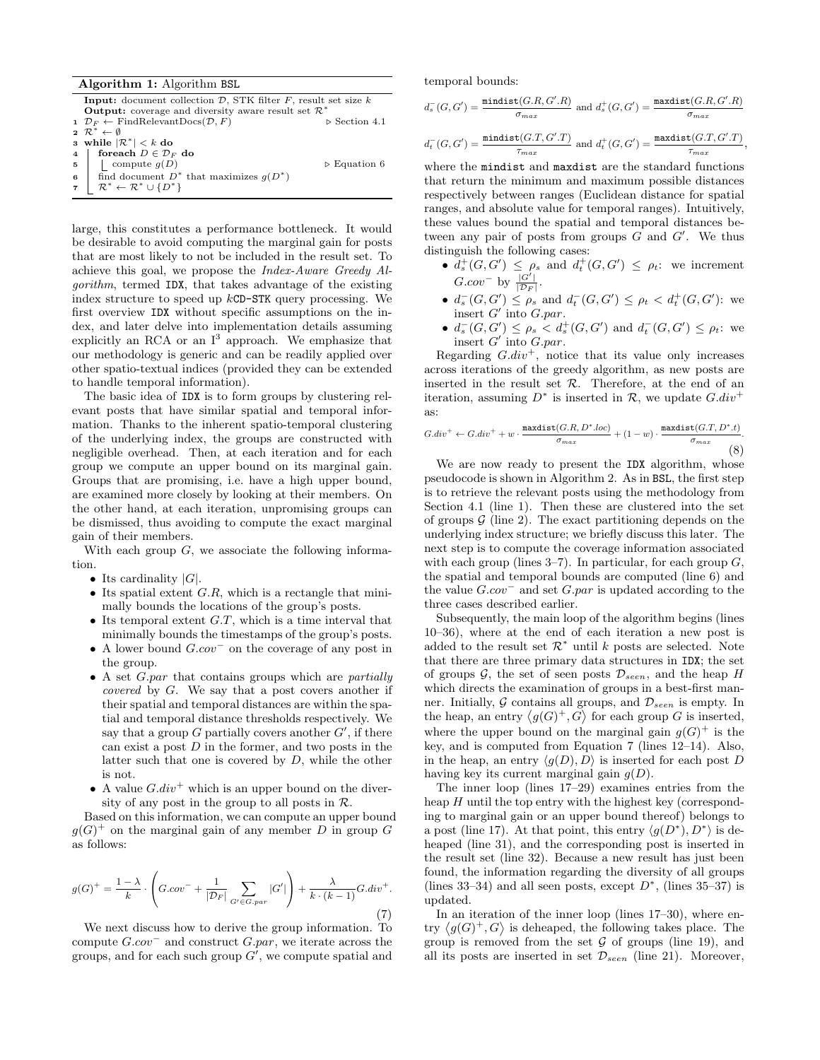**Algorithm 1:** Algorithm BSL

```
Input: document collection D, STK filter F, result set size k
Output: coverage and diversity aware result set R*
1  D_F ← FindRelevantDocs(D, F)                    ▷ Section 4.1
2  R* ← ∅
3  while |R*| < k do
4      foreach D ∈ D_F do
5          compute g(D)                             ▷ Equation 6
6      find document D* that maximizes g(D*)
7      R* ← R* ∪ {D*}
```

large, this constitutes a performance bottleneck. It would be desirable to avoid computing the marginal gain for posts that are most likely to not be included in the result set. To achieve this goal, we propose the *Index-Aware Greedy Algorithm*, termed IDX, that takes advantage of the existing index structure to speed up $k$CD-STK query processing. We first overview IDX without specific assumptions on the index, and later delve into implementation details assuming explicitly an RCA or an I$^3$ approach. We emphasize that our methodology is generic and can be readily applied over other spatio-textual indices (provided they can be extended to handle temporal information).

The basic idea of IDX is to form groups by clustering relevant posts that have similar spatial and temporal information. Thanks to the inherent spatio-temporal clustering of the underlying index, the groups are constructed with negligible overhead. Then, at each iteration and for each group we compute an upper bound on its marginal gain. Groups that are promising, i.e. have a high upper bound, are examined more closely by looking at their members. On the other hand, at each iteration, unpromising groups can be dismissed, thus avoiding to compute the exact marginal gain of their members.

With each group $G$, we associate the following information.

- Its cardinality $|G|$.
- Its spatial extent $G.R$, which is a rectangle that minimally bounds the locations of the group's posts.
- Its temporal extent $G.T$, which is a time interval that minimally bounds the timestamps of the group's posts.
- A lower bound $G.cov^-$ on the coverage of any post in the group.
- A set $G.par$ that contains groups which are *partially covered* by $G$. We say that a post covers another if their spatial and temporal distances are within the spatial and temporal distance thresholds respectively. We say that a group $G$ partially covers another $G'$, if there can exist a post $D$ in the former, and two posts in the latter such that one is covered by $D$, while the other is not.
- A value $G.div^+$ which is an upper bound on the diversity of any post in the group to all posts in $\mathcal{R}$.

Based on this information, we can compute an upper bound $g(G)^+$ on the marginal gain of any member $D$ in group $G$ as follows:

$$g(G)^+ = \frac{1-\lambda}{k} \cdot \left( G.cov^- + \frac{1}{|\mathcal{D}_F|} \sum_{G' \in G.par} |G'| \right) + \frac{\lambda}{k \cdot (k-1)} G.div^+. \tag{7}$$

We next discuss how to derive the group information. To compute $G.cov^-$ and construct $G.par$, we iterate across the groups, and for each such group $G'$, we compute spatial and temporal bounds:

$$d_s^-(G, G') = \frac{\texttt{mindist}(G.R, G'.R)}{\sigma_{max}} \text{ and } d_s^+(G, G') = \frac{\texttt{maxdist}(G.R, G'.R)}{\sigma_{max}}$$

$$d_t^-(G, G') = \frac{\texttt{mindist}(G.T, G'.T)}{\tau_{max}} \text{ and } d_t^+(G, G') = \frac{\texttt{maxdist}(G.T, G'.T)}{\tau_{max}},$$

where the mindist and maxdist are the standard functions that return the minimum and maximum possible distances respectively between ranges (Euclidean distance for spatial ranges, and absolute value for temporal ranges). Intuitively, these values bound the spatial and temporal distances between any pair of posts from groups $G$ and $G'$. We thus distinguish the following cases:

- $d_s^+(G, G') \le \rho_s$ and $d_t^+(G, G') \le \rho_t$: we increment $G.cov^-$ by $\frac{|G'|}{|\mathcal{D}_F|}$.
- $d_s^-(G, G') \le \rho_s$ and $d_t^-(G, G') \le \rho_t < d_t^+(G, G')$: we insert $G'$ into $G.par$.
- $d_s^-(G, G') \le \rho_s < d_s^+(G, G')$ and $d_t^-(G, G') \le \rho_t$: we insert $G'$ into $G.par$.

Regarding $G.div^+$, notice that its value only increases across iterations of the greedy algorithm, as new posts are inserted in the result set $\mathcal{R}$. Therefore, at the end of an iteration, assuming $D^*$ is inserted in $\mathcal{R}$, we update $G.div^+$ as:

$$G.div^+ \leftarrow G.div^+ + w \cdot \frac{\texttt{maxdist}(G.R, D^*.loc)}{\sigma_{max}} + (1-w) \cdot \frac{\texttt{maxdist}(G.T, D^*.t)}{\sigma_{max}}. \tag{8}$$

We are now ready to present the IDX algorithm, whose pseudocode is shown in Algorithm 2. As in BSL, the first step is to retrieve the relevant posts using the methodology from Section 4.1 (line 1). Then these are clustered into the set of groups $\mathcal{G}$ (line 2). The exact partitioning depends on the underlying index structure; we briefly discuss this later. The next step is to compute the coverage information associated with each group (lines 3–7). In particular, for each group $G$, the spatial and temporal bounds are computed (line 6) and the value $G.cov^-$ and set $G.par$ is updated according to the three cases described earlier.

Subsequently, the main loop of the algorithm begins (lines 10–36), where at the end of each iteration a new post is added to the result set $\mathcal{R}^*$ until $k$ posts are selected. Note that there are three primary data structures in IDX; the set of groups $\mathcal{G}$, the set of seen posts $\mathcal{D}_{seen}$, and the heap $H$ which directs the examination of groups in a best-first manner. Initially, $\mathcal{G}$ contains all groups, and $\mathcal{D}_{seen}$ is empty. In the heap, an entry $\langle g(G)^+, G \rangle$ for each group $G$ is inserted, where the upper bound on the marginal gain $g(G)^+$ is the key, and is computed from Equation 7 (lines 12–14). Also, in the heap, an entry $\langle g(D), D \rangle$ is inserted for each post $D$ having key its current marginal gain $g(D)$.

The inner loop (lines 17–29) examines entries from the heap $H$ until the top entry with the highest key (corresponding to marginal gain or an upper bound thereof) belongs to a post (line 17). At that point, this entry $\langle g(D^*), D^* \rangle$ is deheaped (line 31), and the corresponding post is inserted in the result set (line 32). Because a new result has just been found, the information regarding the diversity of all groups (lines 33–34) and all seen posts, except $D^*$, (lines 35–37) is updated.

In an iteration of the inner loop (lines 17–30), where entry $\langle g(G)^+, G \rangle$ is deheaped, the following takes place. The group is removed from the set $\mathcal{G}$ of groups (line 19), and all its posts are inserted in set $\mathcal{D}_{seen}$ (line 21). Moreover,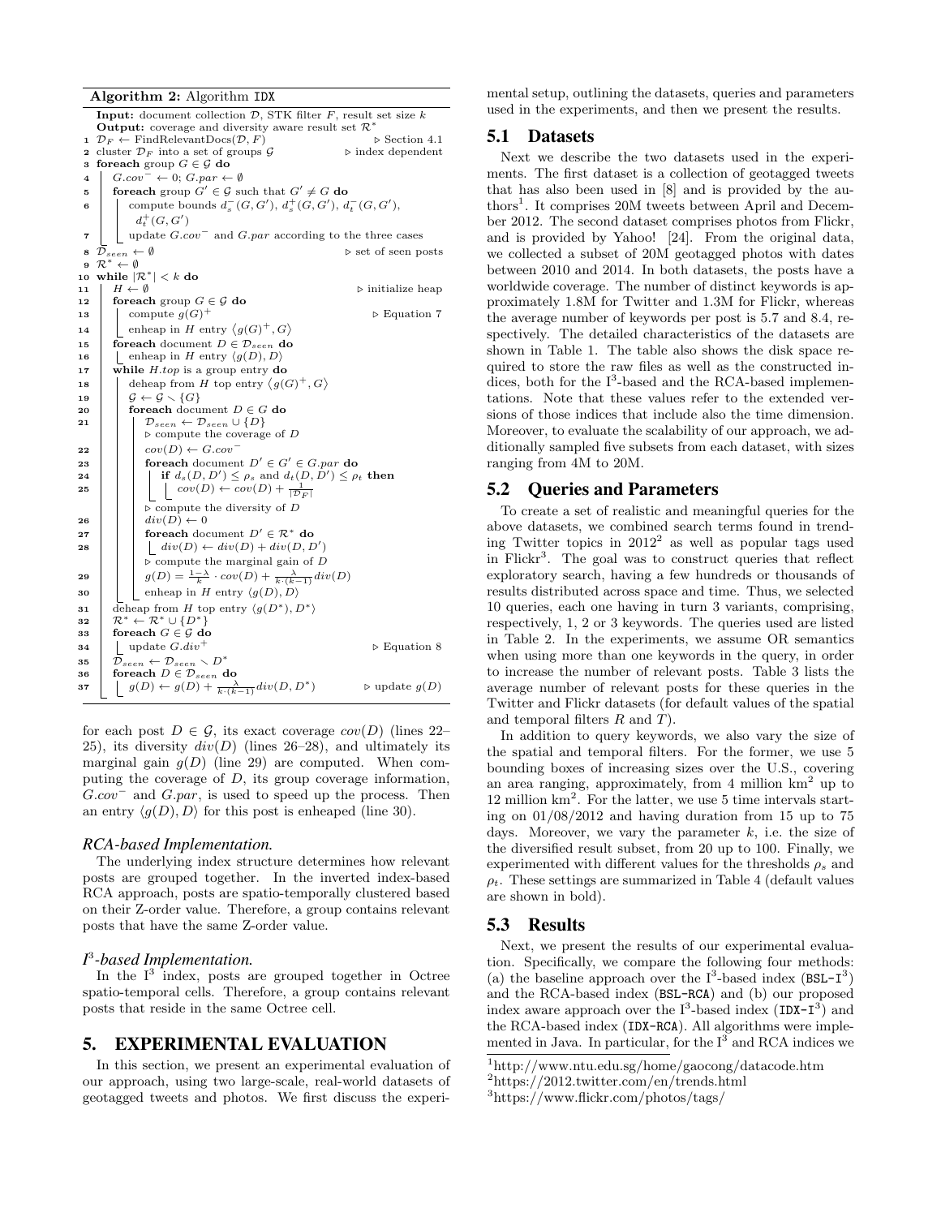**Algorithm 2:** Algorithm IDX

```
   Input: document collection 𝒟, STK filter F, result set size k
   Output: coverage and diversity aware result set ℛ*
1  𝒟_F ← FindRelevantDocs(𝒟, F)                          ▷ Section 4.1
2  cluster 𝒟_F into a set of groups 𝒢                    ▷ index dependent
3  foreach group G ∈ 𝒢 do
4      G.cov⁻ ← 0; G.par ← ∅
5      foreach group G′ ∈ 𝒢 such that G′ ≠ G do
6          compute bounds d_s⁻(G, G′), d_s⁺(G, G′), d_t⁻(G, G′),
           d_t⁺(G, G′)
7          update G.cov⁻ and G.par according to the three cases
8  𝒟_seen ← ∅                                            ▷ set of seen posts
9  ℛ* ← ∅
10 while |ℛ*| < k do
11     H ← ∅                                              ▷ initialize heap
12     foreach group G ∈ 𝒢 do
13         compute g(G)⁺                                  ▷ Equation 7
14         enheap in H entry ⟨g(G)⁺, G⟩
15     foreach document D ∈ 𝒟_seen do
16         enheap in H entry ⟨g(D), D⟩
17     while H.top is a group entry do
18         deheap from H top entry ⟨g(G)⁺, G⟩
19         𝒢 ← 𝒢 ∖ {G}
20         foreach document D ∈ G do
21             𝒟_seen ← 𝒟_seen ∪ {D}
               ▷ compute the coverage of D
22             cov(D) ← G.cov⁻
23             foreach document D′ ∈ G′ ∈ G.par do
24                 if d_s(D, D′) ≤ ρ_s and d_t(D, D′) ≤ ρ_t then
25                     cov(D) ← cov(D) + 1/|𝒟_F|
               ▷ compute the diversity of D
26             div(D) ← 0
27             foreach document D′ ∈ ℛ* do
28                 div(D) ← div(D) + div(D, D′)
               ▷ compute the marginal gain of D
29             g(D) = (1−λ)/k · cov(D) + λ/(k·(k−1)) div(D)
30             enheap in H entry ⟨g(D), D⟩
31     deheap from H top entry ⟨g(D*), D*⟩
32     ℛ* ← ℛ* ∪ {D*}
33     foreach G ∈ 𝒢 do
34         update G.div⁺                                  ▷ Equation 8
35     𝒟_seen ← 𝒟_seen ∖ D*
36     foreach D ∈ 𝒟_seen do
37         g(D) ← g(D) + λ/(k·(k−1)) div(D, D*)          ▷ update g(D)
```

for each post $D \in \mathcal{G}$, its exact coverage $cov(D)$ (lines 22–25), its diversity $div(D)$ (lines 26–28), and ultimately its marginal gain $g(D)$ (line 29) are computed. When computing the coverage of $D$, its group coverage information, $G.cov^-$ and $G.par$, is used to speed up the process. Then an entry $\langle g(D), D\rangle$ for this post is enheaped (line 30).

### *RCA-based Implementation.*

The underlying index structure determines how relevant posts are grouped together. In the inverted index-based RCA approach, posts are spatio-temporally clustered based on their Z-order value. Therefore, a group contains relevant posts that have the same Z-order value.

### *$I^3$-based Implementation.*

In the $I^3$ index, posts are grouped together in Octree spatio-temporal cells. Therefore, a group contains relevant posts that reside in the same Octree cell.

## 5. EXPERIMENTAL EVALUATION

In this section, we present an experimental evaluation of our approach, using two large-scale, real-world datasets of geotagged tweets and photos. We first discuss the experimental setup, outlining the datasets, queries and parameters used in the experiments, and then we present the results.

### 5.1 Datasets

Next we describe the two datasets used in the experiments. The first dataset is a collection of geotagged tweets that has also been used in [8] and is provided by the authors[1]. It comprises 20M tweets between April and December 2012. The second dataset comprises photos from Flickr, and is provided by Yahoo! [24]. From the original data, we collected a subset of 20M geotagged photos with dates between 2010 and 2014. In both datasets, the posts have a worldwide coverage. The number of distinct keywords is approximately 1.8M for Twitter and 1.3M for Flickr, whereas the average number of keywords per post is 5.7 and 8.4, respectively. The detailed characteristics of the datasets are shown in Table 1. The table also shows the disk space required to store the raw files as well as the constructed indices, both for the $I^3$-based and the RCA-based implementations. Note that these values refer to the extended versions of those indices that include also the time dimension. Moreover, to evaluate the scalability of our approach, we additionally sampled five subsets from each dataset, with sizes ranging from 4M to 20M.

### 5.2 Queries and Parameters

To create a set of realistic and meaningful queries for the above datasets, we combined search terms found in trending Twitter topics in 2012[2] as well as popular tags used in Flickr[3]. The goal was to construct queries that reflect exploratory search, having a few hundreds or thousands of results distributed across space and time. Thus, we selected 10 queries, each one having in turn 3 variants, comprising, respectively, 1, 2 or 3 keywords. The queries used are listed in Table 2. In the experiments, we assume OR semantics when using more than one keywords in the query, in order to increase the number of relevant posts. Table 3 lists the average number of relevant posts for these queries in the Twitter and Flickr datasets (for default values of the spatial and temporal filters $R$ and $T$).

In addition to query keywords, we also vary the size of the spatial and temporal filters. For the former, we use 5 bounding boxes of increasing sizes over the U.S., covering an area ranging, approximately, from 4 million km$^2$ up to 12 million km$^2$. For the latter, we use 5 time intervals starting on 01/08/2012 and having duration from 15 up to 75 days. Moreover, we vary the parameter $k$, i.e. the size of the diversified result subset, from 20 up to 100. Finally, we experimented with different values for the thresholds $\rho_s$ and $\rho_t$. These settings are summarized in Table 4 (default values are shown in bold).

### 5.3 Results

Next, we present the results of our experimental evaluation. Specifically, we compare the following four methods: (a) the baseline approach over the $I^3$-based index (BSL-$I^3$) and the RCA-based index (BSL-RCA) and (b) our proposed index aware approach over the $I^3$-based index (IDX-$I^3$) and the RCA-based index (IDX-RCA). All algorithms were implemented in Java. In particular, for the $I^3$ and RCA indices we

[1] http://www.ntu.edu.sg/home/gaocong/datacode.htm
[2] https://2012.twitter.com/en/trends.html
[3] https://www.flickr.com/photos/tags/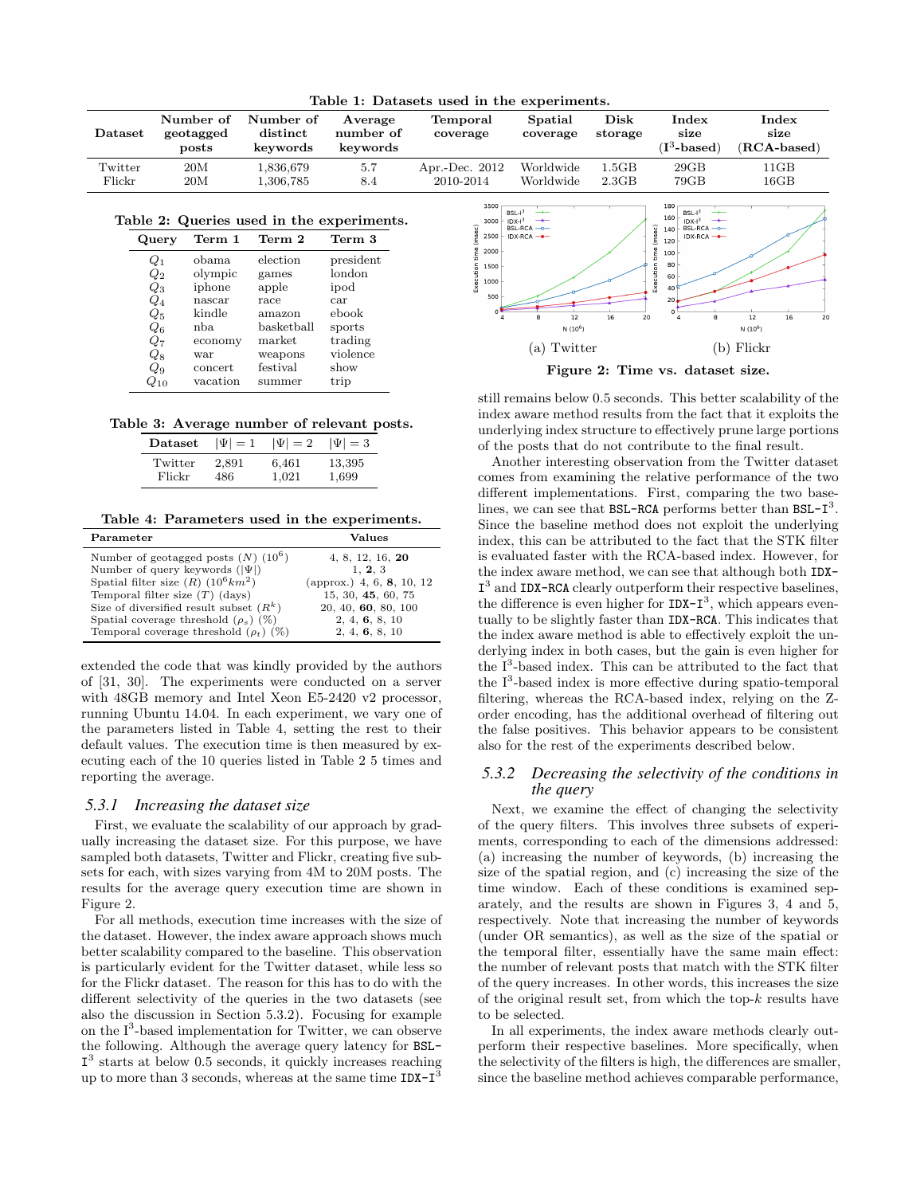**Table 1: Datasets used in the experiments.**

| Dataset | Number of geotagged posts | Number of distinct keywords | Average number of keywords | Temporal coverage | Spatial coverage | Disk storage | Index size ($I^3$-based) | Index size (RCA-based) |
|---|---|---|---|---|---|---|---|---|
| Twitter | 20M | 1,836,679 | 5.7 | Apr.-Dec. 2012 | Worldwide | 1.5GB | 29GB | 11GB |
| Flickr | 20M | 1,306,785 | 8.4 | 2010-2014 | Worldwide | 2.3GB | 79GB | 16GB |

**Table 2: Queries used in the experiments.**

| Query | Term 1 | Term 2 | Term 3 |
|---|---|---|---|
| $Q_1$ | obama | election | president |
| $Q_2$ | olympic | games | london |
| $Q_3$ | iphone | apple | ipod |
| $Q_4$ | nascar | race | car |
| $Q_5$ | kindle | amazon | ebook |
| $Q_6$ | nba | basketball | sports |
| $Q_7$ | economy | market | trading |
| $Q_8$ | war | weapons | violence |
| $Q_9$ | concert | festival | show |
| $Q_{10}$ | vacation | summer | trip |

**Table 3: Average number of relevant posts.**

| Dataset | $\lvert\Psi\rvert = 1$ | $\lvert\Psi\rvert = 2$ | $\lvert\Psi\rvert = 3$ |
|---|---|---|---|
| Twitter | 2,891 | 6,461 | 13,395 |
| Flickr | 486 | 1,021 | 1,699 |

**Table 4: Parameters used in the experiments.**

| Parameter | Values |
|---|---|
| Number of geotagged posts ($N$) ($10^6$) | 4, 8, 12, 16, **20** |
| Number of query keywords ($\lvert\Psi\rvert$) | 1, **2**, 3 |
| Spatial filter size ($R$) ($10^6 km^2$) | (approx.) 4, 6, **8**, 10, 12 |
| Temporal filter size ($T$) (days) | 15, 30, **45**, 60, 75 |
| Size of diversified result subset ($R^k$) | 20, 40, **60**, 80, 100 |
| Spatial coverage threshold ($\rho_s$) (%) | 2, 4, **6**, 8, 10 |
| Temporal coverage threshold ($\rho_t$) (%) | 2, 4, **6**, 8, 10 |

extended the code that was kindly provided by the authors of [31, 30]. The experiments were conducted on a server with 48GB memory and Intel Xeon E5-2420 v2 processor, running Ubuntu 14.04. In each experiment, we vary one of the parameters listed in Table 4, setting the rest to their default values. The execution time is then measured by executing each of the 10 queries listed in Table 2 5 times and reporting the average.

### 5.3.1 Increasing the dataset size

First, we evaluate the scalability of our approach by gradually increasing the dataset size. For this purpose, we have sampled both datasets, Twitter and Flickr, creating five subsets for each, with sizes varying from 4M to 20M posts. The results for the average query execution time are shown in Figure 2.

For all methods, execution time increases with the size of the dataset. However, the index aware approach shows much better scalability compared to the baseline. This observation is particularly evident for the Twitter dataset, while less so for the Flickr dataset. The reason for this has to do with the different selectivity of the queries in the two datasets (see also the discussion in Section 5.3.2). Focusing for example on the $I^3$-based implementation for Twitter, we can observe the following. Although the average query latency for BSL-$I^3$ starts at below 0.5 seconds, it quickly increases reaching up to more than 3 seconds, whereas at the same time IDX-$I^3$ still remains below 0.5 seconds. This better scalability of the index aware method results from the fact that it exploits the underlying index structure to effectively prune large portions of the posts that do not contribute to the final result.

(a) Twitter (b) Flickr

**Figure 2: Time vs. dataset size.**

Another interesting observation from the Twitter dataset comes from examining the relative performance of the two different implementations. First, comparing the two baselines, we can see that BSL-RCA performs better than BSL-$I^3$. Since the baseline method does not exploit the underlying index, this can be attributed to the fact that the STK filter is evaluated faster with the RCA-based index. However, for the index aware method, we can see that although both IDX-$I^3$ and IDX-RCA clearly outperform their respective baselines, the difference is even higher for IDX-$I^3$, which appears eventually to be slightly faster than IDX-RCA. This indicates that the index aware method is able to effectively exploit the underlying index in both cases, but the gain is even higher for the $I^3$-based index. This can be attributed to the fact that the $I^3$-based index is more effective during spatio-temporal filtering, whereas the RCA-based index, relying on the Z-order encoding, has the additional overhead of filtering out the false positives. This behavior appears to be consistent also for the rest of the experiments described below.

### 5.3.2 Decreasing the selectivity of the conditions in the query

Next, we examine the effect of changing the selectivity of the query filters. This involves three subsets of experiments, corresponding to each of the dimensions addressed: (a) increasing the number of keywords, (b) increasing the size of the spatial region, and (c) increasing the size of the time window. Each of these conditions is examined separately, and the results are shown in Figures 3, 4 and 5, respectively. Note that increasing the number of keywords (under OR semantics), as well as the size of the spatial or the temporal filter, essentially have the same main effect: the number of relevant posts that match with the STK filter of the query increases. In other words, this increases the size of the original result set, from which the top-$k$ results have to be selected.

In all experiments, the index aware methods clearly outperform their respective baselines. More specifically, when the selectivity of the filters is high, the differences are smaller, since the baseline method achieves comparable performance,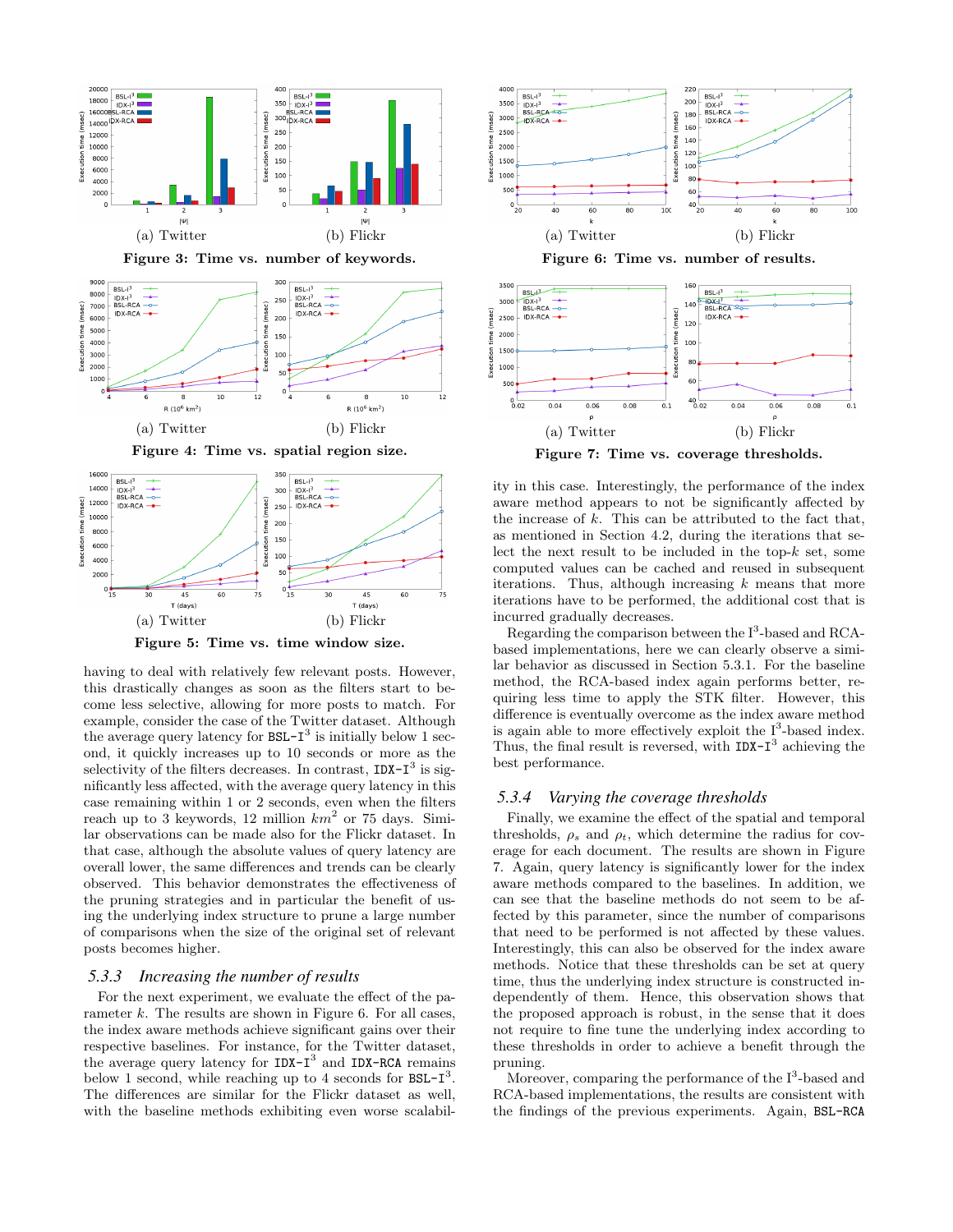(a) Twitter (b) Flickr

**Figure 3: Time vs. number of keywords.**

(a) Twitter (b) Flickr

**Figure 4: Time vs. spatial region size.**

(a) Twitter (b) Flickr

**Figure 5: Time vs. time window size.**

having to deal with relatively few relevant posts. However, this drastically changes as soon as the filters start to become less selective, allowing for more posts to match. For example, consider the case of the Twitter dataset. Although the average query latency for BSL-I$^3$ is initially below 1 second, it quickly increases up to 10 seconds or more as the selectivity of the filters decreases. In contrast, IDX-I$^3$ is significantly less affected, with the average query latency in this case remaining within 1 or 2 seconds, even when the filters reach up to 3 keywords, 12 million $km^2$ or 75 days. Similar observations can be made also for the Flickr dataset. In that case, although the absolute values of query latency are overall lower, the same differences and trends can be clearly observed. This behavior demonstrates the effectiveness of the pruning strategies and in particular the benefit of using the underlying index structure to prune a large number of comparisons when the size of the original set of relevant posts becomes higher.

### 5.3.3 *Increasing the number of results*

For the next experiment, we evaluate the effect of the parameter $k$. The results are shown in Figure 6. For all cases, the index aware methods achieve significant gains over their respective baselines. For instance, for the Twitter dataset, the average query latency for IDX-I$^3$ and IDX-RCA remains below 1 second, while reaching up to 4 seconds for BSL-I$^3$. The differences are similar for the Flickr dataset as well, with the baseline methods exhibiting even worse scalability in this case. Interestingly, the performance of the index aware method appears to not be significantly affected by the increase of $k$. This can be attributed to the fact that, as mentioned in Section 4.2, during the iterations that select the next result to be included in the top-$k$ set, some computed values can be cached and reused in subsequent iterations. Thus, although increasing $k$ means that more iterations have to be performed, the additional cost that is incurred gradually decreases.

(a) Twitter (b) Flickr

**Figure 6: Time vs. number of results.**

(a) Twitter (b) Flickr

**Figure 7: Time vs. coverage thresholds.**

Regarding the comparison between the I$^3$-based and RCA-based implementations, here we can clearly observe a similar behavior as discussed in Section 5.3.1. For the baseline method, the RCA-based index again performs better, requiring less time to apply the STK filter. However, this difference is eventually overcome as the index aware method is again able to more effectively exploit the I$^3$-based index. Thus, the final result is reversed, with IDX-I$^3$ achieving the best performance.

### 5.3.4 *Varying the coverage thresholds*

Finally, we examine the effect of the spatial and temporal thresholds, $\rho_s$ and $\rho_t$, which determine the radius for coverage for each document. The results are shown in Figure 7. Again, query latency is significantly lower for the index aware methods compared to the baselines. In addition, we can see that the baseline methods do not seem to be affected by this parameter, since the number of comparisons that need to be performed is not affected by these values. Interestingly, this can also be observed for the index aware methods. Notice that these thresholds can be set at query time, thus the underlying index structure is constructed independently of them. Hence, this observation shows that the proposed approach is robust, in the sense that it does not require to fine tune the underlying index according to these thresholds in order to achieve a benefit through the pruning.

Moreover, comparing the performance of the I$^3$-based and RCA-based implementations, the results are consistent with the findings of the previous experiments. Again, BSL-RCA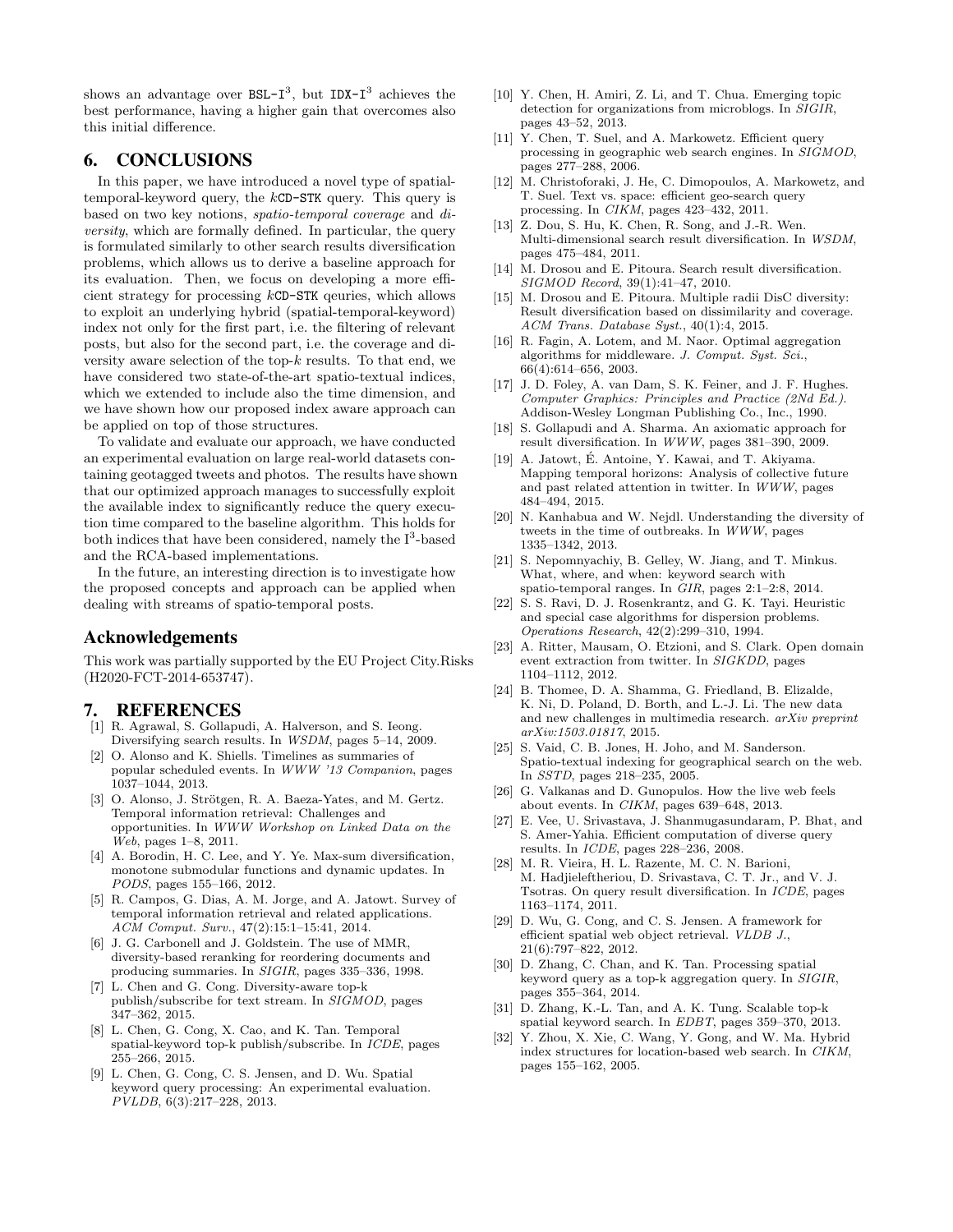shows an advantage over BSL-I$^3$, but IDX-I$^3$ achieves the best performance, having a higher gain that overcomes also this initial difference.

## 6. CONCLUSIONS

In this paper, we have introduced a novel type of spatial-temporal-keyword query, the $k$CD-STK query. This query is based on two key notions, *spatio-temporal coverage* and *diversity*, which are formally defined. In particular, the query is formulated similarly to other search results diversification problems, which allows us to derive a baseline approach for its evaluation. Then, we focus on developing a more efficient strategy for processing $k$CD-STK qeuries, which allows to exploit an underlying hybrid (spatial-temporal-keyword) index not only for the first part, i.e. the filtering of relevant posts, but also for the second part, i.e. the coverage and diversity aware selection of the top-$k$ results. To that end, we have considered two state-of-the-art spatio-textual indices, which we extended to include also the time dimension, and we have shown how our proposed index aware approach can be applied on top of those structures.

To validate and evaluate our approach, we have conducted an experimental evaluation on large real-world datasets containing geotagged tweets and photos. The results have shown that our optimized approach manages to successfully exploit the available index to significantly reduce the query execution time compared to the baseline algorithm. This holds for both indices that have been considered, namely the I$^3$-based and the RCA-based implementations.

In the future, an interesting direction is to investigate how the proposed concepts and approach can be applied when dealing with streams of spatio-temporal posts.

## Acknowledgements

This work was partially supported by the EU Project City.Risks (H2020-FCT-2014-653747).

## 7. REFERENCES

[1] R. Agrawal, S. Gollapudi, A. Halverson, and S. Ieong. Diversifying search results. In *WSDM*, pages 5–14, 2009.

[2] O. Alonso and K. Shiells. Timelines as summaries of popular scheduled events. In *WWW '13 Companion*, pages 1037–1044, 2013.

[3] O. Alonso, J. Strötgen, R. A. Baeza-Yates, and M. Gertz. Temporal information retrieval: Challenges and opportunities. In *WWW Workshop on Linked Data on the Web*, pages 1–8, 2011.

[4] A. Borodin, H. C. Lee, and Y. Ye. Max-sum diversification, monotone submodular functions and dynamic updates. In *PODS*, pages 155–166, 2012.

[5] R. Campos, G. Dias, A. M. Jorge, and A. Jatowt. Survey of temporal information retrieval and related applications. *ACM Comput. Surv.*, 47(2):15:1–15:41, 2014.

[6] J. G. Carbonell and J. Goldstein. The use of MMR, diversity-based reranking for reordering documents and producing summaries. In *SIGIR*, pages 335–336, 1998.

[7] L. Chen and G. Cong. Diversity-aware top-k publish/subscribe for text stream. In *SIGMOD*, pages 347–362, 2015.

[8] L. Chen, G. Cong, X. Cao, and K. Tan. Temporal spatial-keyword top-k publish/subscribe. In *ICDE*, pages 255–266, 2015.

[9] L. Chen, G. Cong, C. S. Jensen, and D. Wu. Spatial keyword query processing: An experimental evaluation. *PVLDB*, 6(3):217–228, 2013.

[10] Y. Chen, H. Amiri, Z. Li, and T. Chua. Emerging topic detection for organizations from microblogs. In *SIGIR*, pages 43–52, 2013.

[11] Y. Chen, T. Suel, and A. Markowetz. Efficient query processing in geographic web search engines. In *SIGMOD*, pages 277–288, 2006.

[12] M. Christoforaki, J. He, C. Dimopoulos, A. Markowetz, and T. Suel. Text vs. space: efficient geo-search query processing. In *CIKM*, pages 423–432, 2011.

[13] Z. Dou, S. Hu, K. Chen, R. Song, and J.-R. Wen. Multi-dimensional search result diversification. In *WSDM*, pages 475–484, 2011.

[14] M. Drosou and E. Pitoura. Search result diversification. *SIGMOD Record*, 39(1):41–47, 2010.

[15] M. Drosou and E. Pitoura. Multiple radii DisC diversity: Result diversification based on dissimilarity and coverage. *ACM Trans. Database Syst.*, 40(1):4, 2015.

[16] R. Fagin, A. Lotem, and M. Naor. Optimal aggregation algorithms for middleware. *J. Comput. Syst. Sci.*, 66(4):614–656, 2003.

[17] J. D. Foley, A. van Dam, S. K. Feiner, and J. F. Hughes. *Computer Graphics: Principles and Practice (2Nd Ed.)*. Addison-Wesley Longman Publishing Co., Inc., 1990.

[18] S. Gollapudi and A. Sharma. An axiomatic approach for result diversification. In *WWW*, pages 381–390, 2009.

[19] A. Jatowt, É. Antoine, Y. Kawai, and T. Akiyama. Mapping temporal horizons: Analysis of collective future and past related attention in twitter. In *WWW*, pages 484–494, 2015.

[20] N. Kanhabua and W. Nejdl. Understanding the diversity of tweets in the time of outbreaks. In *WWW*, pages 1335–1342, 2013.

[21] S. Nepomnyachiy, B. Gelley, W. Jiang, and T. Minkus. What, where, and when: keyword search with spatio-temporal ranges. In *GIR*, pages 2:1–2:8, 2014.

[22] S. S. Ravi, D. J. Rosenkrantz, and G. K. Tayi. Heuristic and special case algorithms for dispersion problems. *Operations Research*, 42(2):299–310, 1994.

[23] A. Ritter, Mausam, O. Etzioni, and S. Clark. Open domain event extraction from twitter. In *SIGKDD*, pages 1104–1112, 2012.

[24] B. Thomee, D. A. Shamma, G. Friedland, B. Elizalde, K. Ni, D. Poland, D. Borth, and L.-J. Li. The new data and new challenges in multimedia research. *arXiv preprint arXiv:1503.01817*, 2015.

[25] S. Vaid, C. B. Jones, H. Joho, and M. Sanderson. Spatio-textual indexing for geographical search on the web. In *SSTD*, pages 218–235, 2005.

[26] G. Valkanas and D. Gunopulos. How the live web feels about events. In *CIKM*, pages 639–648, 2013.

[27] E. Vee, U. Srivastava, J. Shanmugasundaram, P. Bhat, and S. Amer-Yahia. Efficient computation of diverse query results. In *ICDE*, pages 228–236, 2008.

[28] M. R. Vieira, H. L. Razente, M. C. N. Barioni, M. Hadjieleftheriou, D. Srivastava, C. T. Jr., and V. J. Tsotras. On query result diversification. In *ICDE*, pages 1163–1174, 2011.

[29] D. Wu, G. Cong, and C. S. Jensen. A framework for efficient spatial web object retrieval. *VLDB J.*, 21(6):797–822, 2012.

[30] D. Zhang, C. Chan, and K. Tan. Processing spatial keyword query as a top-k aggregation query. In *SIGIR*, pages 355–364, 2014.

[31] D. Zhang, K.-L. Tan, and A. K. Tung. Scalable top-k spatial keyword search. In *EDBT*, pages 359–370, 2013.

[32] Y. Zhou, X. Xie, C. Wang, Y. Gong, and W. Ma. Hybrid index structures for location-based web search. In *CIKM*, pages 155–162, 2005.